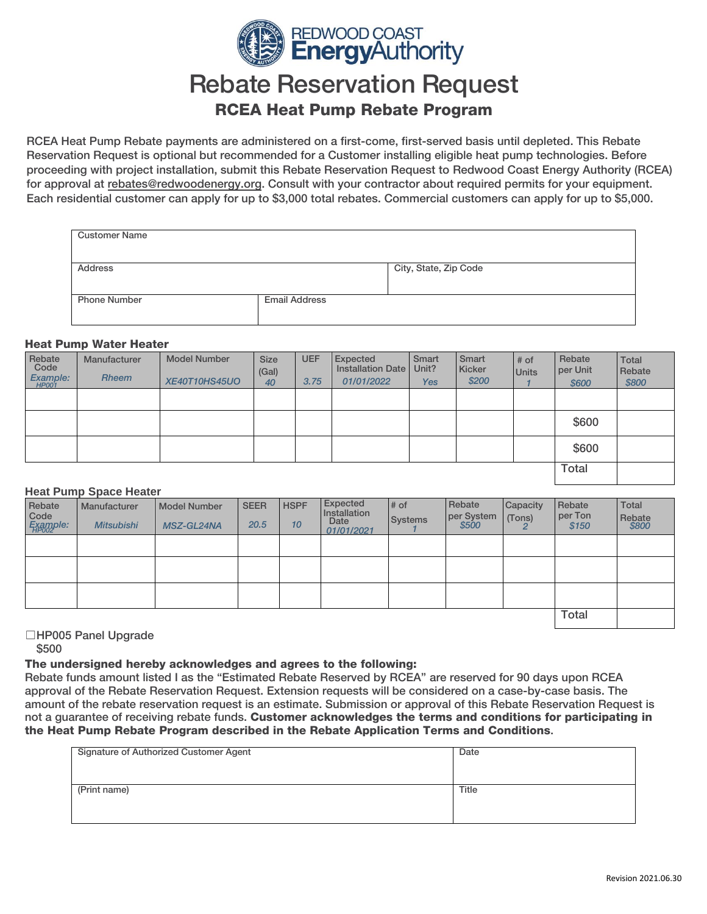# Rebate Reservation Request

## RCEA Heat Pump Rebate Program

RCEA Heat Pump Rebate payments are administered on a first-come, first-served basis until depleted. This Rebate Reservation Request is optional but recommended for a Customer installing eligible heat pump technologies. Before proceeding with project installation, submit this Rebate Reservation Request to Redwood Coast Energy Authority (RCEA) for approval at rebates@redwoodenergy.org. Consult with your contractor about required permits for your equipment. Each residential customer can apply for up to $3,000 total rebates. Commercial customers can apply for up to $5,000.

| Customer Name | | |
|---|---|---|
| **Address** | | **City, State, Zip Code** |
| **Phone Number** | **Email Address** | |

### Heat Pump Water Heater

| Rebate Code | Manufacturer | Model Number | Size (Gal) | UEF | Expected Installation Date | Smart Unit? | Smart Kicker | # of Units | Rebate per Unit | Total Rebate |
|---|---|---|---|---|---|---|---|---|---|---|
| *Example: HP001* | *Rheem* | *XE40T10HS45UO* | *40* | *3.75* | *01/01/2022* | *Yes* | *$200* | *1* | *$600* | *$800* |
| | | | | | | | | | | |
| | | | | | | | | | $600 | |
| | | | | | | | | | $600 | |
| | | | | | | | | | Total | |

### Heat Pump Space Heater

| Rebate Code | Manufacturer | Model Number | SEER | HSPF | Expected Installation Date | # of Systems | Rebate per System | Capacity (Tons) | Rebate per Ton | Total Rebate |
|---|---|---|---|---|---|---|---|---|---|---|
| *Example: HP002* | *Mitsubishi* | *MSZ-GL24NA* | *20.5* | *10* | *01/01/2021* | *1* | *$500* | *2* | *$150* | *$800* |
| | | | | | | | | | | |
| | | | | | | | | | | |
| | | | | | | | | | | |
| | | | | | | | | | Total | |

☐HP005 Panel Upgrade
$500

**The undersigned hereby acknowledges and agrees to the following:**
Rebate funds amount listed I as the "Estimated Rebate Reserved by RCEA" are reserved for 90 days upon RCEA approval of the Rebate Reservation Request. Extension requests will be considered on a case-by-case basis. The amount of the rebate reservation request is an estimate. Submission or approval of this Rebate Reservation Request is not a guarantee of receiving rebate funds. **Customer acknowledges the terms and conditions for participating in the Heat Pump Rebate Program described in the Rebate Application Terms and Conditions**.

| Signature of Authorized Customer Agent | Date |
|---|---|
| **(Print name)** | **Title** |

Revision 2021.06.30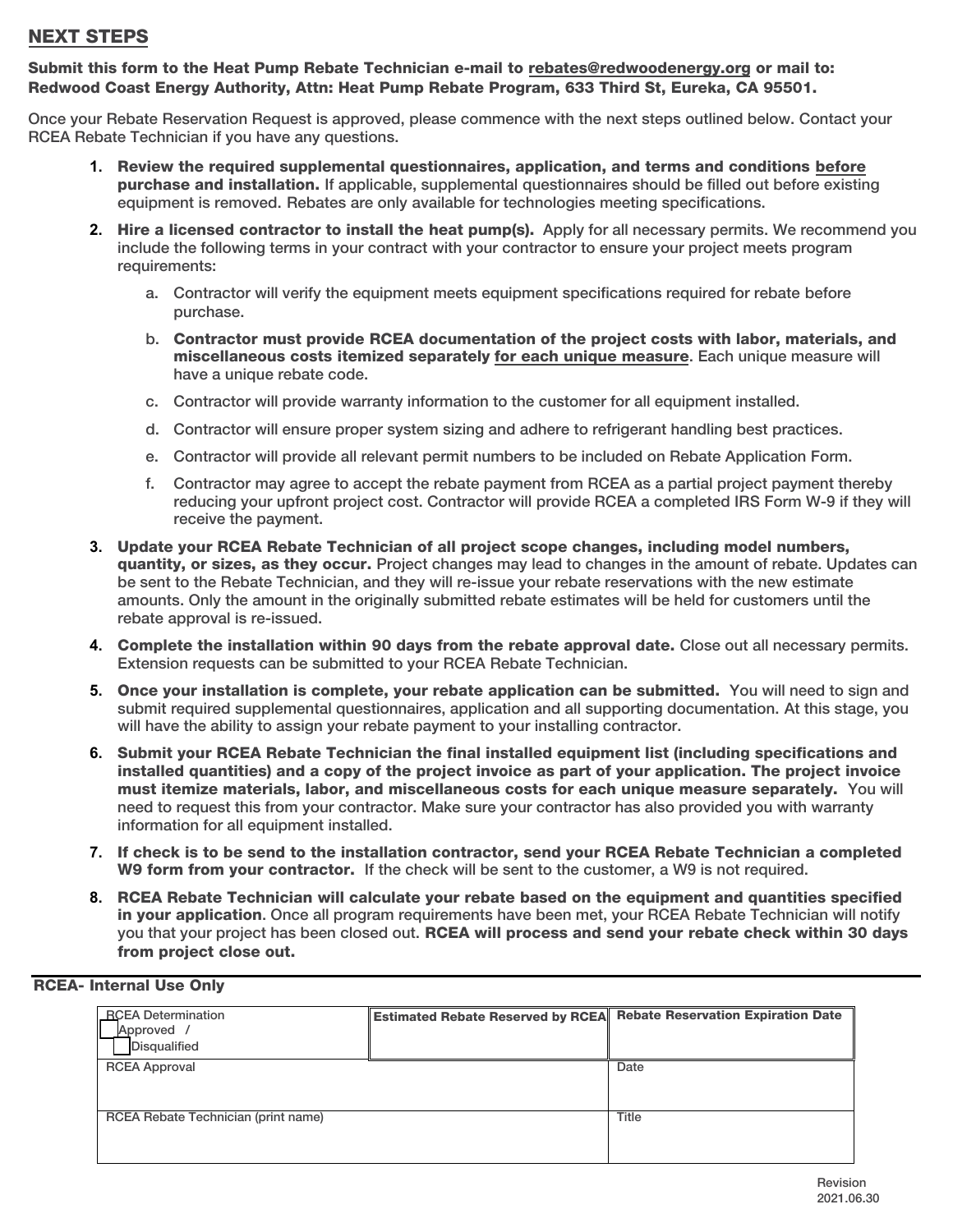## NEXT STEPS

**Submit this form to the Heat Pump Rebate Technician e-mail to rebates@redwoodenergy.org or mail to: Redwood Coast Energy Authority, Attn: Heat Pump Rebate Program, 633 Third St, Eureka, CA 95501.**

Once your Rebate Reservation Request is approved, please commence with the next steps outlined below. Contact your RCEA Rebate Technician if you have any questions.

1. **Review the required supplemental questionnaires, application, and terms and conditions before purchase and installation.** If applicable, supplemental questionnaires should be filled out before existing equipment is removed. Rebates are only available for technologies meeting specifications.
2. **Hire a licensed contractor to install the heat pump(s).** Apply for all necessary permits. We recommend you include the following terms in your contract with your contractor to ensure your project meets program requirements:
   a. Contractor will verify the equipment meets equipment specifications required for rebate before purchase.
   b. **Contractor must provide RCEA documentation of the project costs with labor, materials, and miscellaneous costs itemized separately for each unique measure**. Each unique measure will have a unique rebate code.
   c. Contractor will provide warranty information to the customer for all equipment installed.
   d. Contractor will ensure proper system sizing and adhere to refrigerant handling best practices.
   e. Contractor will provide all relevant permit numbers to be included on Rebate Application Form.
   f. Contractor may agree to accept the rebate payment from RCEA as a partial project payment thereby reducing your upfront project cost. Contractor will provide RCEA a completed IRS Form W-9 if they will receive the payment.
3. **Update your RCEA Rebate Technician of all project scope changes, including model numbers, quantity, or sizes, as they occur.** Project changes may lead to changes in the amount of rebate. Updates can be sent to the Rebate Technician, and they will re-issue your rebate reservations with the new estimate amounts. Only the amount in the originally submitted rebate estimates will be held for customers until the rebate approval is re-issued.
4. **Complete the installation within 90 days from the rebate approval date.** Close out all necessary permits. Extension requests can be submitted to your RCEA Rebate Technician.
5. **Once your installation is complete, your rebate application can be submitted.** You will need to sign and submit required supplemental questionnaires, application and all supporting documentation. At this stage, you will have the ability to assign your rebate payment to your installing contractor.
6. **Submit your RCEA Rebate Technician the final installed equipment list (including specifications and installed quantities) and a copy of the project invoice as part of your application. The project invoice must itemize materials, labor, and miscellaneous costs for each unique measure separately.** You will need to request this from your contractor. Make sure your contractor has also provided you with warranty information for all equipment installed.
7. **If check is to be send to the installation contractor, send your RCEA Rebate Technician a completed W9 form from your contractor.** If the check will be sent to the customer, a W9 is not required.
8. **RCEA Rebate Technician will calculate your rebate based on the equipment and quantities specified in your application**. Once all program requirements have been met, your RCEA Rebate Technician will notify you that your project has been closed out. **RCEA will process and send your rebate check within 30 days from project close out.**

### RCEA- Internal Use Only

| RCEA Determination<br>☐ Approved /<br>☐ Disqualified | **Estimated Rebate Reserved by RCEA** | **Rebate Reservation Expiration Date** |
|---|---|---|
| RCEA Approval | | Date |
| RCEA Rebate Technician (print name) | | Title |

Revision 2021.06.30